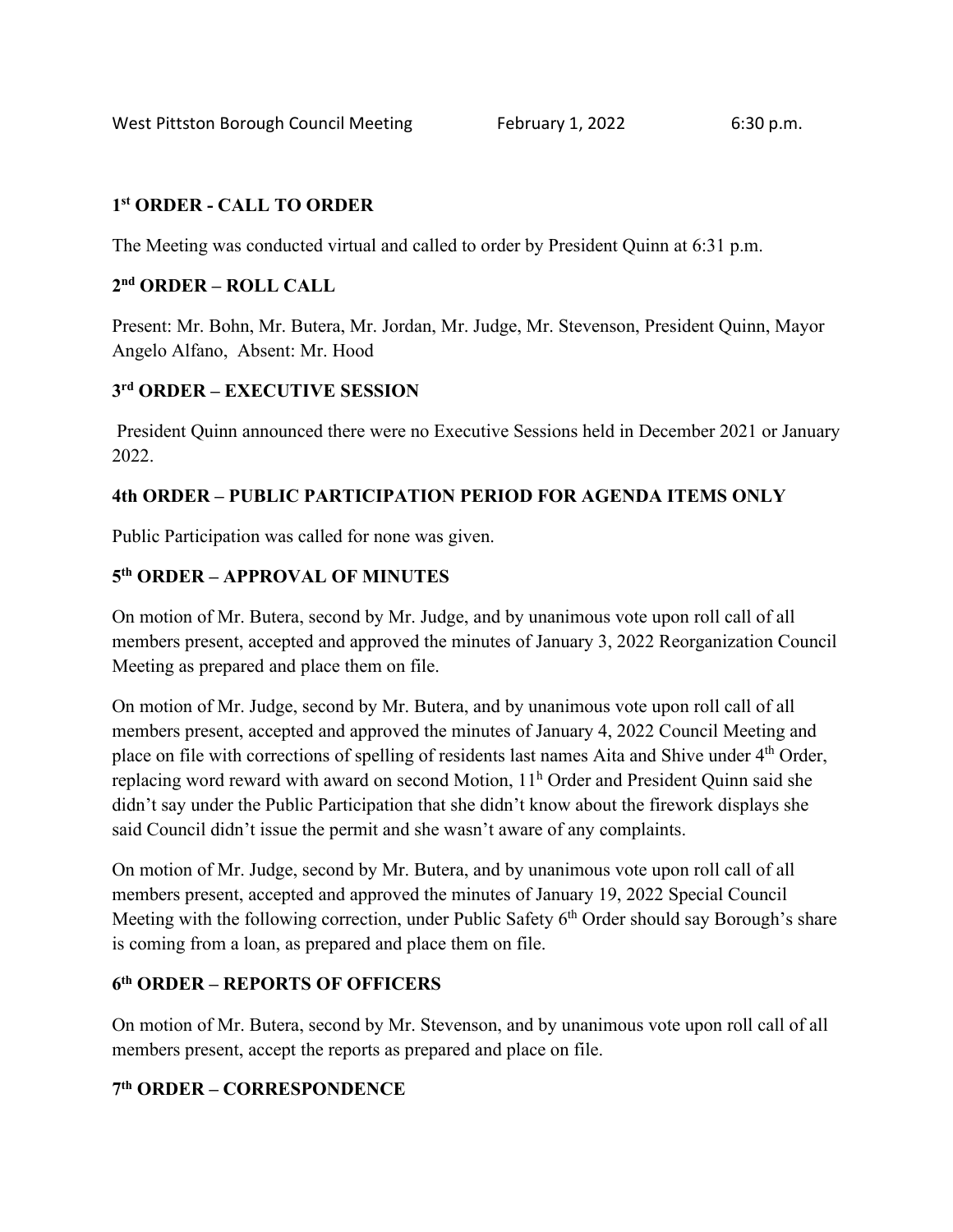West Pittston Borough Council Meeting February 1, 2022 6:30 p.m.

## 1st ORDER - CALL TO ORDER

The Meeting was conducted virtual and called to order by President Quinn at 6:31 p.m.

## 2nd ORDER – ROLL CALL

Present: Mr. Bohn, Mr. Butera, Mr. Jordan, Mr. Judge, Mr. Stevenson, President Quinn, Mayor Angelo Alfano, Absent: Mr. Hood

## 3rd ORDER – EXECUTIVE SESSION

President Quinn announced there were no Executive Sessions held in December 2021 or January 2022.

## 4th ORDER – PUBLIC PARTICIPATION PERIOD FOR AGENDA ITEMS ONLY

Public Participation was called for none was given.

## 5th ORDER – APPROVAL OF MINUTES

On motion of Mr. Butera, second by Mr. Judge, and by unanimous vote upon roll call of all members present, accepted and approved the minutes of January 3, 2022 Reorganization Council Meeting as prepared and place them on file.

On motion of Mr. Judge, second by Mr. Butera, and by unanimous vote upon roll call of all members present, accepted and approved the minutes of January 4, 2022 Council Meeting and place on file with corrections of spelling of residents last names Aita and Shive under 4th Order, replacing word reward with award on second Motion, 11h Order and President Quinn said she didn't say under the Public Participation that she didn't know about the firework displays she said Council didn't issue the permit and she wasn't aware of any complaints.

On motion of Mr. Judge, second by Mr. Butera, and by unanimous vote upon roll call of all members present, accepted and approved the minutes of January 19, 2022 Special Council Meeting with the following correction, under Public Safety 6th Order should say Borough's share is coming from a loan, as prepared and place them on file.

## 6th ORDER – REPORTS OF OFFICERS

On motion of Mr. Butera, second by Mr. Stevenson, and by unanimous vote upon roll call of all members present, accept the reports as prepared and place on file.

## 7th ORDER – CORRESPONDENCE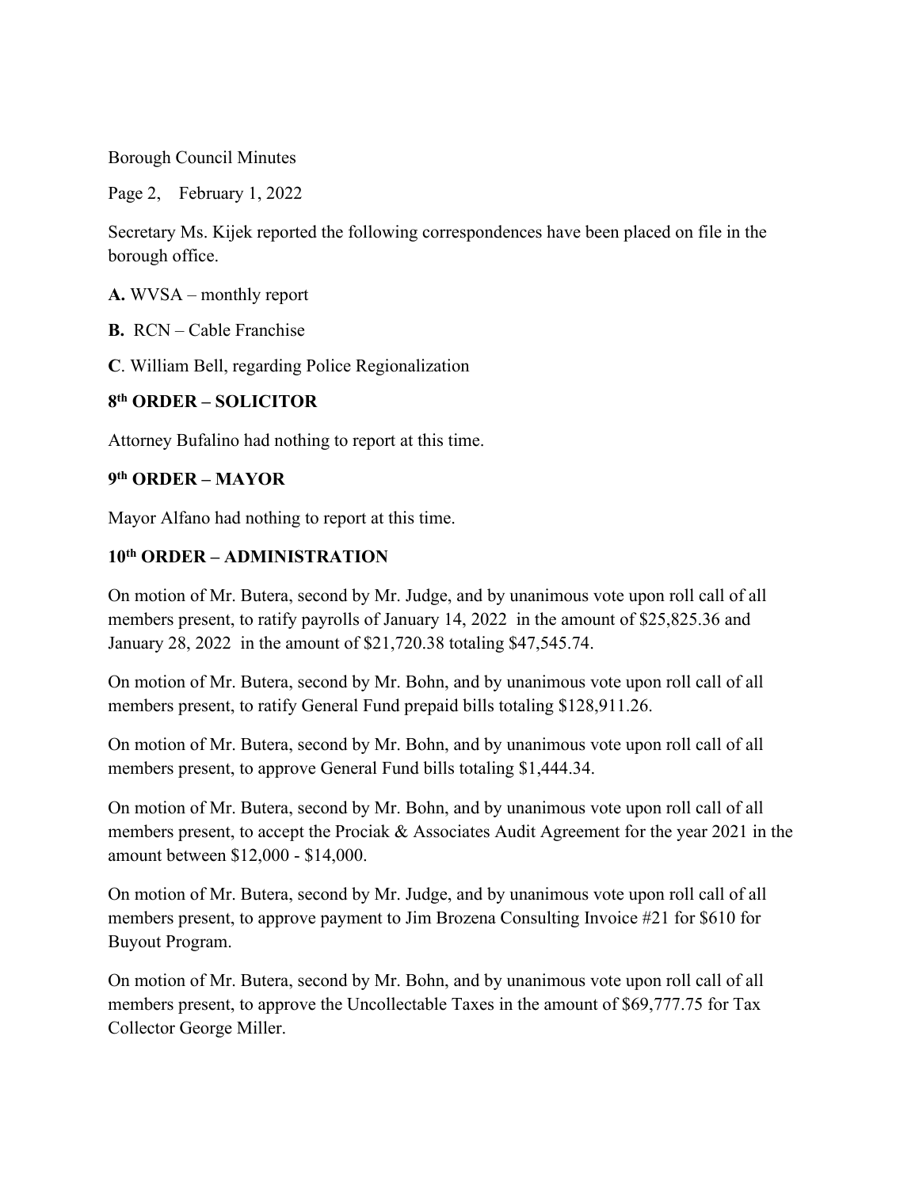Secretary Ms. Kijek reported the following correspondences have been placed on file in the borough office.

**A.** WVSA – monthly report

**B.** RCN – Cable Franchise

**C**. William Bell, regarding Police Regionalization

**8th ORDER – SOLICITOR**

Attorney Bufalino had nothing to report at this time.

**9th ORDER – MAYOR**

Mayor Alfano had nothing to report at this time.

**10th ORDER – ADMINISTRATION**

On motion of Mr. Butera, second by Mr. Judge, and by unanimous vote upon roll call of all members present, to ratify payrolls of January 14, 2022 in the amount of $25,825.36 and January 28, 2022 in the amount of $21,720.38 totaling $47,545.74.

On motion of Mr. Butera, second by Mr. Bohn, and by unanimous vote upon roll call of all members present, to ratify General Fund prepaid bills totaling $128,911.26.

On motion of Mr. Butera, second by Mr. Bohn, and by unanimous vote upon roll call of all members present, to approve General Fund bills totaling $1,444.34.

On motion of Mr. Butera, second by Mr. Bohn, and by unanimous vote upon roll call of all members present, to accept the Prociak & Associates Audit Agreement for the year 2021 in the amount between $12,000 - $14,000.

On motion of Mr. Butera, second by Mr. Judge, and by unanimous vote upon roll call of all members present, to approve payment to Jim Brozena Consulting Invoice #21 for $610 for Buyout Program.

On motion of Mr. Butera, second by Mr. Bohn, and by unanimous vote upon roll call of all members present, to approve the Uncollectable Taxes in the amount of $69,777.75 for Tax Collector George Miller.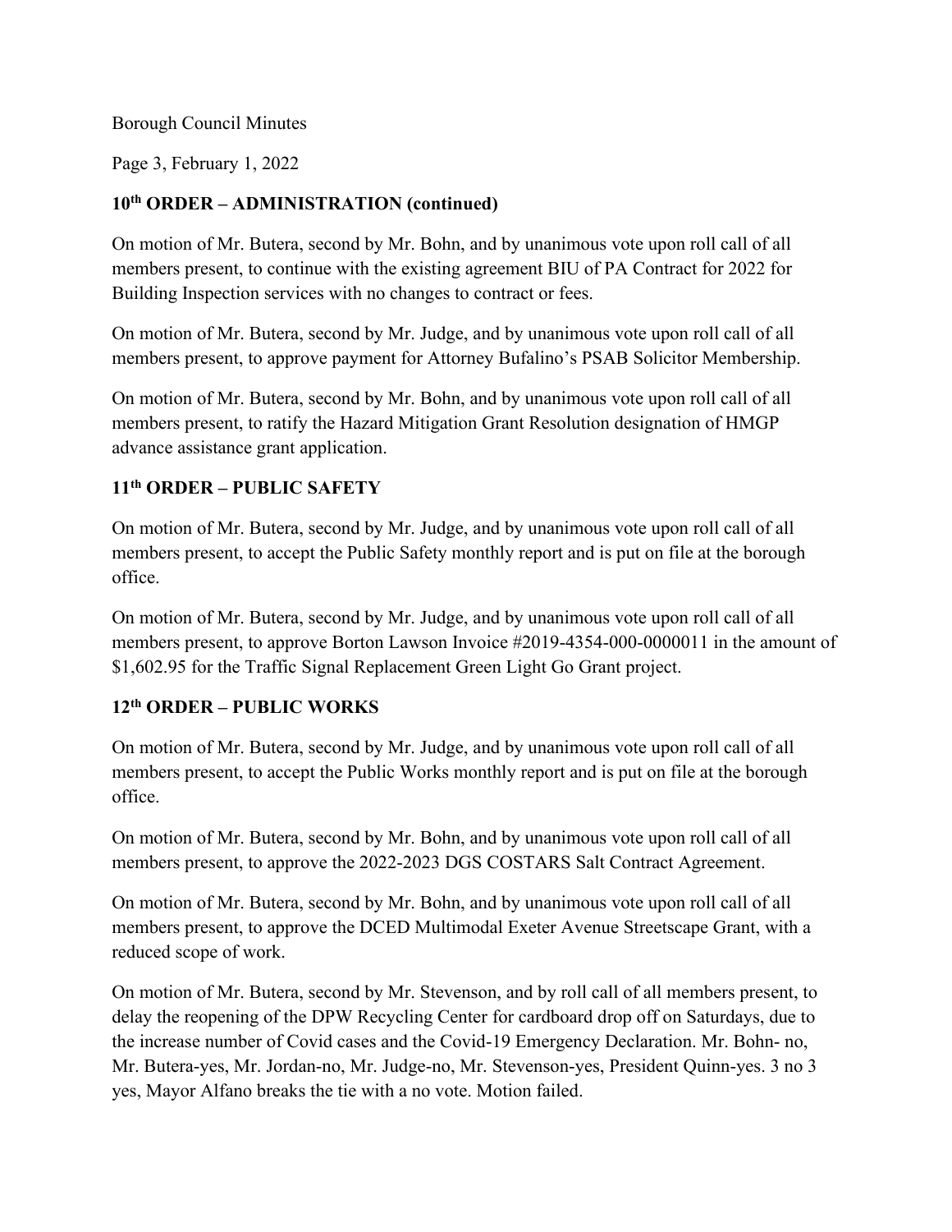Borough Council Minutes

Page 3, February 1, 2022

## 10th ORDER – ADMINISTRATION (continued)

On motion of Mr. Butera, second by Mr. Bohn, and by unanimous vote upon roll call of all members present, to continue with the existing agreement BIU of PA Contract for 2022 for Building Inspection services with no changes to contract or fees.

On motion of Mr. Butera, second by Mr. Judge, and by unanimous vote upon roll call of all members present, to approve payment for Attorney Bufalino's PSAB Solicitor Membership.

On motion of Mr. Butera, second by Mr. Bohn, and by unanimous vote upon roll call of all members present, to ratify the Hazard Mitigation Grant Resolution designation of HMGP advance assistance grant application.

## 11th ORDER – PUBLIC SAFETY

On motion of Mr. Butera, second by Mr. Judge, and by unanimous vote upon roll call of all members present, to accept the Public Safety monthly report and is put on file at the borough office.

On motion of Mr. Butera, second by Mr. Judge, and by unanimous vote upon roll call of all members present, to approve Borton Lawson Invoice #2019-4354-000-0000011 in the amount of $1,602.95 for the Traffic Signal Replacement Green Light Go Grant project.

## 12th ORDER – PUBLIC WORKS

On motion of Mr. Butera, second by Mr. Judge, and by unanimous vote upon roll call of all members present, to accept the Public Works monthly report and is put on file at the borough office.

On motion of Mr. Butera, second by Mr. Bohn, and by unanimous vote upon roll call of all members present, to approve the 2022-2023 DGS COSTARS Salt Contract Agreement.

On motion of Mr. Butera, second by Mr. Bohn, and by unanimous vote upon roll call of all members present, to approve the DCED Multimodal Exeter Avenue Streetscape Grant, with a reduced scope of work.

On motion of Mr. Butera, second by Mr. Stevenson, and by roll call of all members present, to delay the reopening of the DPW Recycling Center for cardboard drop off on Saturdays, due to the increase number of Covid cases and the Covid-19 Emergency Declaration. Mr. Bohn- no, Mr. Butera-yes, Mr. Jordan-no, Mr. Judge-no, Mr. Stevenson-yes, President Quinn-yes. 3 no 3 yes, Mayor Alfano breaks the tie with a no vote. Motion failed.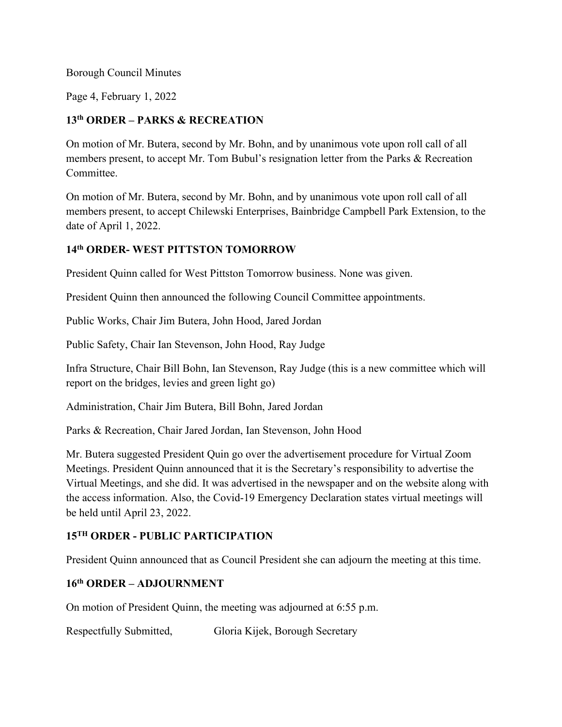## 13th ORDER – PARKS & RECREATION

On motion of Mr. Butera, second by Mr. Bohn, and by unanimous vote upon roll call of all members present, to accept Mr. Tom Bubul's resignation letter from the Parks & Recreation Committee.

On motion of Mr. Butera, second by Mr. Bohn, and by unanimous vote upon roll call of all members present, to accept Chilewski Enterprises, Bainbridge Campbell Park Extension, to the date of April 1, 2022.

## 14th ORDER- WEST PITTSTON TOMORROW

President Quinn called for West Pittston Tomorrow business. None was given.

President Quinn then announced the following Council Committee appointments.

Public Works, Chair Jim Butera, John Hood, Jared Jordan

Public Safety, Chair Ian Stevenson, John Hood, Ray Judge

Infra Structure, Chair Bill Bohn, Ian Stevenson, Ray Judge (this is a new committee which will report on the bridges, levies and green light go)

Administration, Chair Jim Butera, Bill Bohn, Jared Jordan

Parks & Recreation, Chair Jared Jordan, Ian Stevenson, John Hood

Mr. Butera suggested President Quin go over the advertisement procedure for Virtual Zoom Meetings. President Quinn announced that it is the Secretary's responsibility to advertise the Virtual Meetings, and she did. It was advertised in the newspaper and on the website along with the access information. Also, the Covid-19 Emergency Declaration states virtual meetings will be held until April 23, 2022.

## 15TH ORDER - PUBLIC PARTICIPATION

President Quinn announced that as Council President she can adjourn the meeting at this time.

## 16th ORDER – ADJOURNMENT

On motion of President Quinn, the meeting was adjourned at 6:55 p.m.

Respectfully Submitted, Gloria Kijek, Borough Secretary